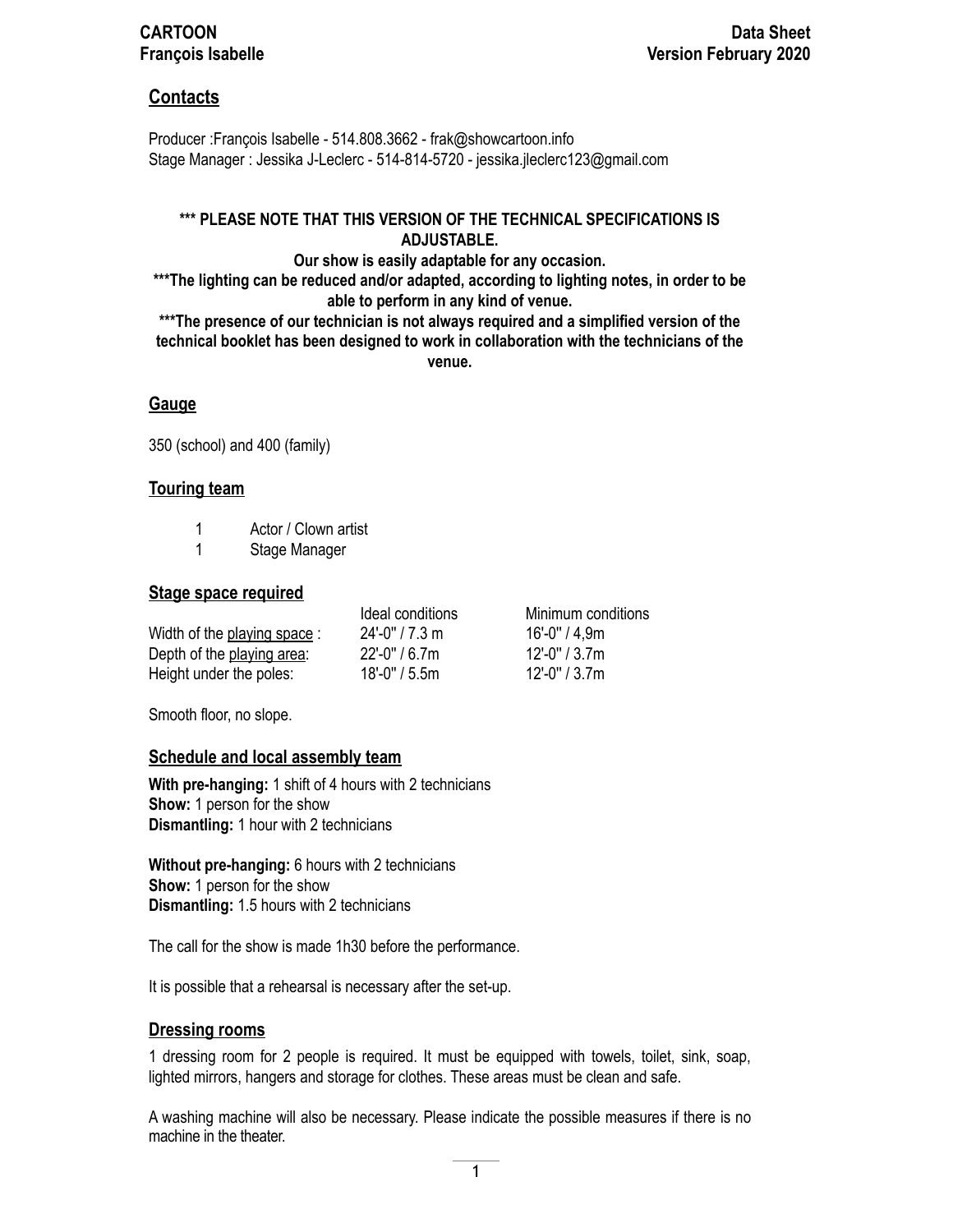**CARTOON**
**François Isabelle**

**Data Sheet**
**Version February 2020**

## Contacts

Producer :François Isabelle - 514.808.3662 - frak@showcartoon.info
Stage Manager : Jessika J-Leclerc - 514-814-5720 - jessika.jleclerc123@gmail.com

**\*\*\* PLEASE NOTE THAT THIS VERSION OF THE TECHNICAL SPECIFICATIONS IS ADJUSTABLE.**
**Our show is easily adaptable for any occasion.**
**\*\*\*The lighting can be reduced and/or adapted, according to lighting notes, in order to be able to perform in any kind of venue.**
**\*\*\*The presence of our technician is not always required and a simplified version of the technical booklet has been designed to work in collaboration with the technicians of the venue.**

## Gauge

350 (school) and 400 (family)

## Touring team

- 1 Actor / Clown artist
- 1 Stage Manager

## Stage space required

| | Ideal conditions | Minimum conditions |
|---|---|---|
| Width of the playing space : | 24'-0" / 7.3 m | 16'-0" / 4,9m |
| Depth of the playing area: | 22'-0" / 6.7m | 12'-0" / 3.7m |
| Height under the poles: | 18'-0" / 5.5m | 12'-0" / 3.7m |

Smooth floor, no slope.

## Schedule and local assembly team

**With pre-hanging:** 1 shift of 4 hours with 2 technicians
**Show:** 1 person for the show
**Dismantling:** 1 hour with 2 technicians

**Without pre-hanging:** 6 hours with 2 technicians
**Show:** 1 person for the show
**Dismantling:** 1.5 hours with 2 technicians

The call for the show is made 1h30 before the performance.

It is possible that a rehearsal is necessary after the set-up.

## Dressing rooms

1 dressing room for 2 people is required. It must be equipped with towels, toilet, sink, soap, lighted mirrors, hangers and storage for clothes. These areas must be clean and safe.

A washing machine will also be necessary. Please indicate the possible measures if there is no machine in the theater.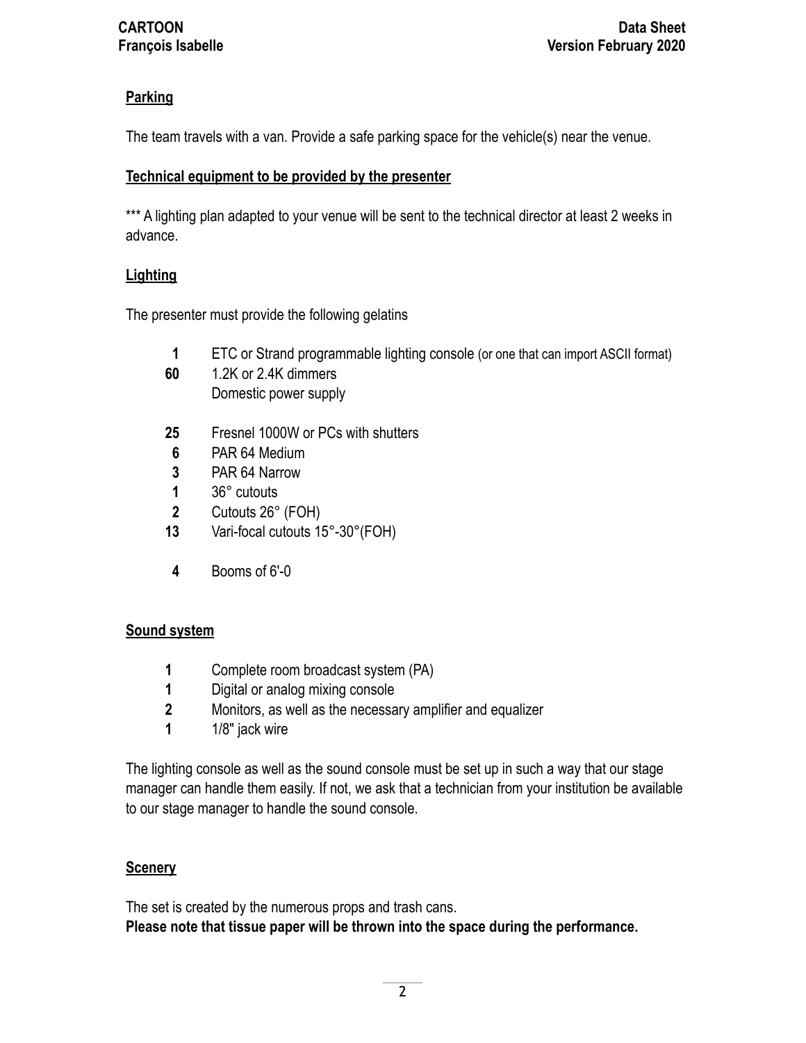## Parking

The team travels with a van. Provide a safe parking space for the vehicle(s) near the venue.

## Technical equipment to be provided by the presenter

*** A lighting plan adapted to your venue will be sent to the technical director at least 2 weeks in advance.

## Lighting

The presenter must provide the following gelatins

| | |
|---|---|
| **1** | ETC or Strand programmable lighting console (or one that can import ASCII format) |
| **60** | 1.2K or 2.4K dimmers<br>Domestic power supply |
| **25** | Fresnel 1000W or PCs with shutters |
| **6** | PAR 64 Medium |
| **3** | PAR 64 Narrow |
| **1** | 36° cutouts |
| **2** | Cutouts 26° (FOH) |
| **13** | Vari-focal cutouts 15°-30°(FOH) |
| **4** | Booms of 6'-0 |

## Sound system

| | |
|---|---|
| **1** | Complete room broadcast system (PA) |
| **1** | Digital or analog mixing console |
| **2** | Monitors, as well as the necessary amplifier and equalizer |
| **1** | 1/8" jack wire |

The lighting console as well as the sound console must be set up in such a way that our stage manager can handle them easily. If not, we ask that a technician from your institution be available to our stage manager to handle the sound console.

## Scenery

The set is created by the numerous props and trash cans.
**Please note that tissue paper will be thrown into the space during the performance.**